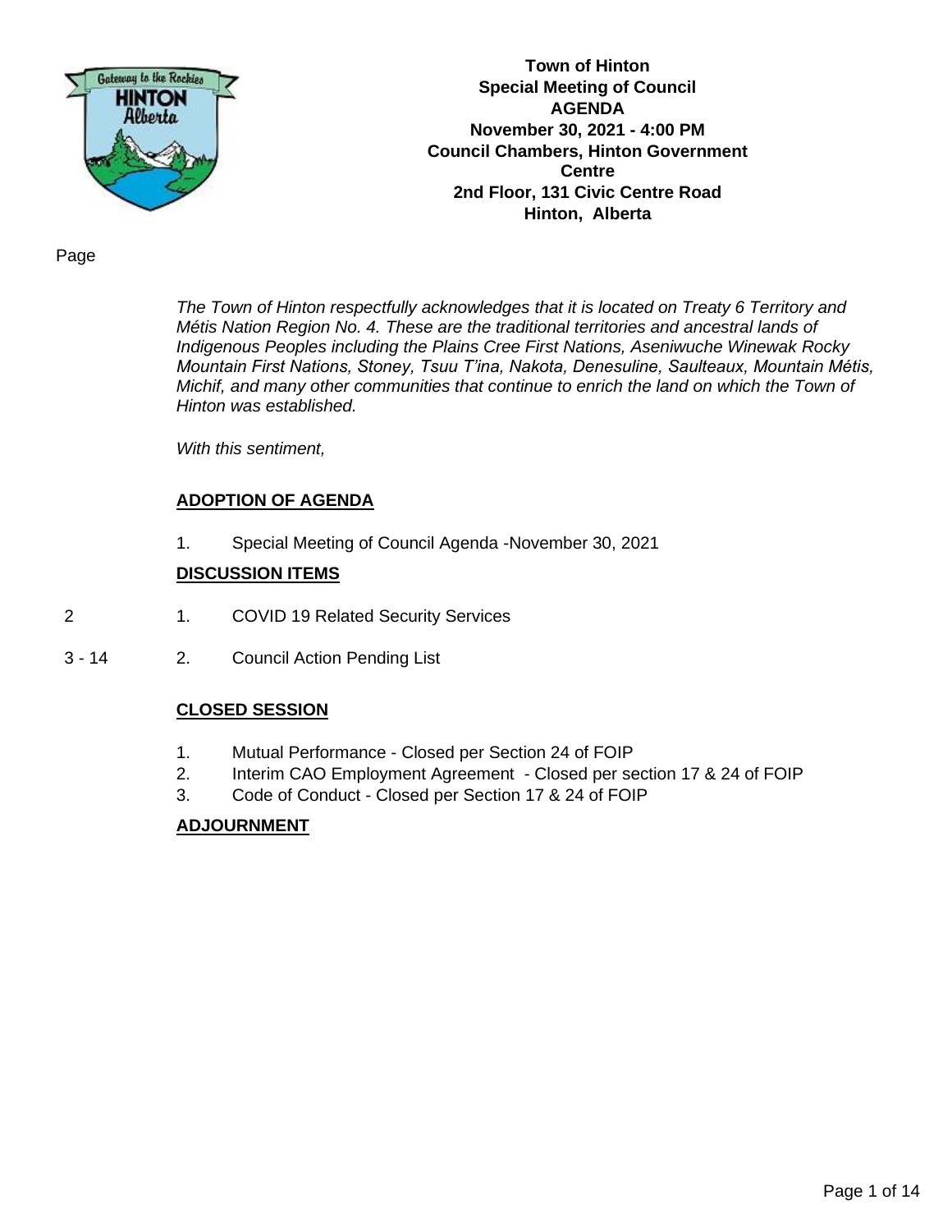**Town of Hinton**
**Special Meeting of Council**
**AGENDA**
**November 30, 2021 - 4:00 PM**
**Council Chambers, Hinton Government Centre**
**2nd Floor, 131 Civic Centre Road**
**Hinton, Alberta**

Page

*The Town of Hinton respectfully acknowledges that it is located on Treaty 6 Territory and Métis Nation Region No. 4. These are the traditional territories and ancestral lands of Indigenous Peoples including the Plains Cree First Nations, Aseniwuche Winewak Rocky Mountain First Nations, Stoney, Tsuu T'ina, Nakota, Denesuline, Saulteaux, Mountain Métis, Michif, and many other communities that continue to enrich the land on which the Town of Hinton was established.*

*With this sentiment,*

**ADOPTION OF AGENDA**

1. Special Meeting of Council Agenda -November 30, 2021

**DISCUSSION ITEMS**

| Page | | |
|---|---|---|
| 2 | 1. | COVID 19 Related Security Services |
| 3 - 14 | 2. | Council Action Pending List |

**CLOSED SESSION**

1. Mutual Performance - Closed per Section 24 of FOIP
2. Interim CAO Employment Agreement - Closed per section 17 & 24 of FOIP
3. Code of Conduct - Closed per Section 17 & 24 of FOIP

**ADJOURNMENT**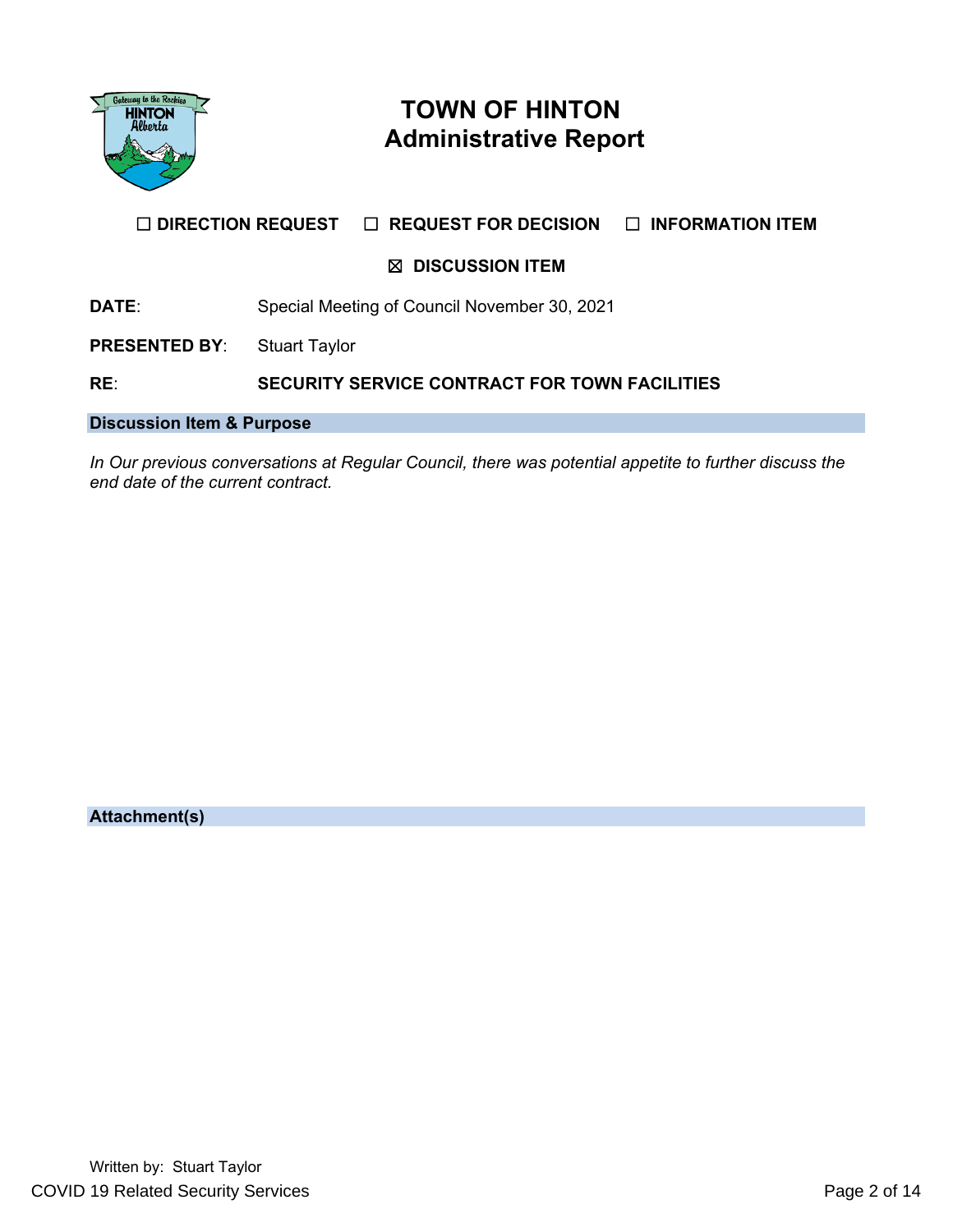# TOWN OF HINTON
## Administrative Report

☐ **DIRECTION REQUEST** ☐ **REQUEST FOR DECISION** ☐ **INFORMATION ITEM**

☒ **DISCUSSION ITEM**

**DATE**: Special Meeting of Council November 30, 2021

**PRESENTED BY**: Stuart Taylor

**RE**: **SECURITY SERVICE CONTRACT FOR TOWN FACILITIES**

### Discussion Item & Purpose

*In Our previous conversations at Regular Council, there was potential appetite to further discuss the end date of the current contract.*

### Attachment(s)

Written by: Stuart Taylor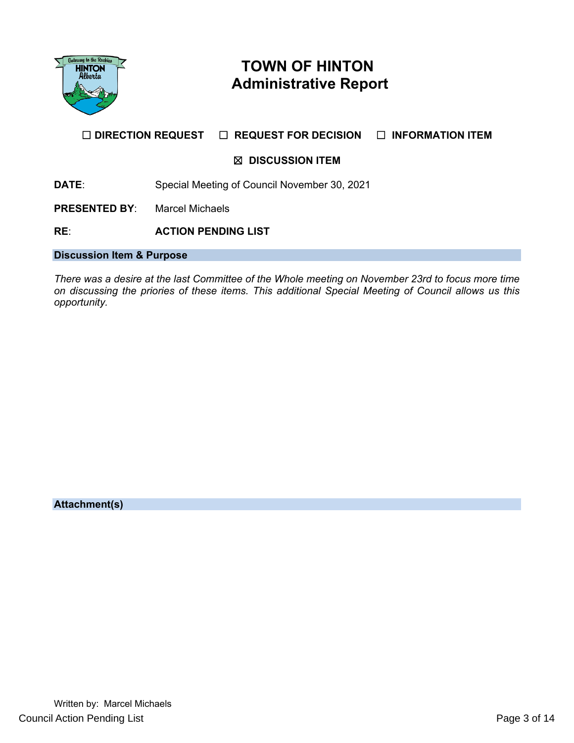# TOWN OF HINTON
## Administrative Report

☐ **DIRECTION REQUEST** ☐ **REQUEST FOR DECISION** ☐ **INFORMATION ITEM**

☒ **DISCUSSION ITEM**

**DATE**: Special Meeting of Council November 30, 2021

**PRESENTED BY**: Marcel Michaels

**RE**: **ACTION PENDING LIST**

### Discussion Item & Purpose

*There was a desire at the last Committee of the Whole meeting on November 23rd to focus more time on discussing the priories of these items. This additional Special Meeting of Council allows us this opportunity.*

### Attachment(s)

Written by: Marcel Michaels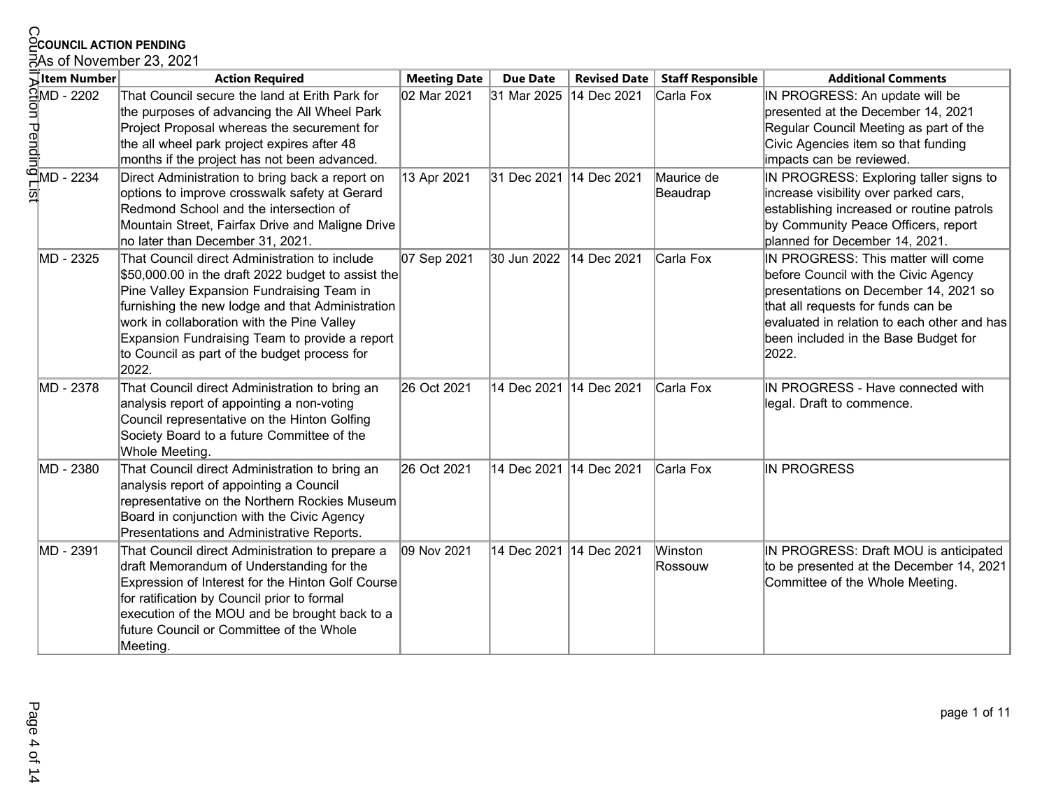**COUNCIL ACTION PENDING**

As of November 23, 2021

| Item Number | Action Required | Meeting Date | Due Date | Revised Date | Staff Responsible | Additional Comments |
|---|---|---|---|---|---|---|
| MD - 2202 | That Council secure the land at Erith Park for the purposes of advancing the All Wheel Park Project Proposal whereas the securement for the all wheel park project expires after 48 months if the project has not been advanced. | 02 Mar 2021 | 31 Mar 2025 | 14 Dec 2021 | Carla Fox | IN PROGRESS: An update will be presented at the December 14, 2021 Regular Council Meeting as part of the Civic Agencies item so that funding impacts can be reviewed. |
| MD - 2234 | Direct Administration to bring back a report on options to improve crosswalk safety at Gerard Redmond School and the intersection of Mountain Street, Fairfax Drive and Maligne Drive no later than December 31, 2021. | 13 Apr 2021 | 31 Dec 2021 | 14 Dec 2021 | Maurice de Beaudrap | IN PROGRESS: Exploring taller signs to increase visibility over parked cars, establishing increased or routine patrols by Community Peace Officers, report planned for December 14, 2021. |
| MD - 2325 | That Council direct Administration to include $50,000.00 in the draft 2022 budget to assist the Pine Valley Expansion Fundraising Team in furnishing the new lodge and that Administration work in collaboration with the Pine Valley Expansion Fundraising Team to provide a report to Council as part of the budget process for 2022. | 07 Sep 2021 | 30 Jun 2022 | 14 Dec 2021 | Carla Fox | IN PROGRESS: This matter will come before Council with the Civic Agency presentations on December 14, 2021 so that all requests for funds can be evaluated in relation to each other and has been included in the Base Budget for 2022. |
| MD - 2378 | That Council direct Administration to bring an analysis report of appointing a non-voting Council representative on the Hinton Golfing Society Board to a future Committee of the Whole Meeting. | 26 Oct 2021 | 14 Dec 2021 | 14 Dec 2021 | Carla Fox | IN PROGRESS - Have connected with legal. Draft to commence. |
| MD - 2380 | That Council direct Administration to bring an analysis report of appointing a Council representative on the Northern Rockies Museum Board in conjunction with the Civic Agency Presentations and Administrative Reports. | 26 Oct 2021 | 14 Dec 2021 | 14 Dec 2021 | Carla Fox | IN PROGRESS |
| MD - 2391 | That Council direct Administration to prepare a draft Memorandum of Understanding for the Expression of Interest for the Hinton Golf Course for ratification by Council prior to formal execution of the MOU and be brought back to a future Council or Committee of the Whole Meeting. | 09 Nov 2021 | 14 Dec 2021 | 14 Dec 2021 | Winston Rossouw | IN PROGRESS: Draft MOU is anticipated to be presented at the December 14, 2021 Committee of the Whole Meeting. |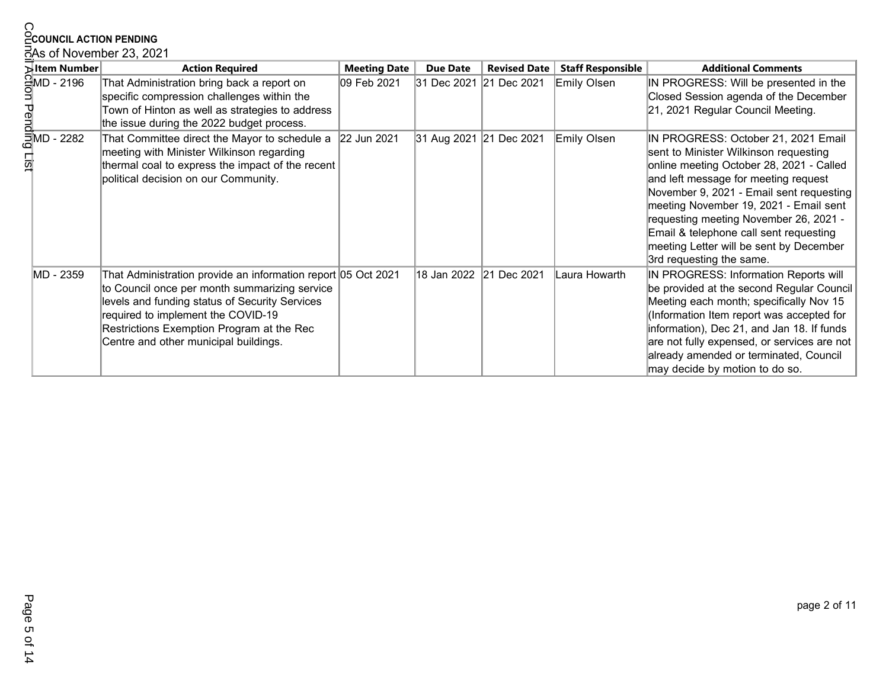**COUNCIL ACTION PENDING**

As of November 23, 2021

| Item Number | Action Required | Meeting Date | Due Date | Revised Date | Staff Responsible | Additional Comments |
|---|---|---|---|---|---|---|
| MD - 2196 | That Administration bring back a report on specific compression challenges within the Town of Hinton as well as strategies to address the issue during the 2022 budget process. | 09 Feb 2021 | 31 Dec 2021 | 21 Dec 2021 | Emily Olsen | IN PROGRESS: Will be presented in the Closed Session agenda of the December 21, 2021 Regular Council Meeting. |
| MD - 2282 | That Committee direct the Mayor to schedule a meeting with Minister Wilkinson regarding thermal coal to express the impact of the recent political decision on our Community. | 22 Jun 2021 | 31 Aug 2021 | 21 Dec 2021 | Emily Olsen | IN PROGRESS: October 21, 2021 Email sent to Minister Wilkinson requesting online meeting October 28, 2021 - Called and left message for meeting request November 9, 2021 - Email sent requesting meeting November 19, 2021 - Email sent requesting meeting November 26, 2021 - Email & telephone call sent requesting meeting Letter will be sent by December 3rd requesting the same. |
| MD - 2359 | That Administration provide an information report to Council once per month summarizing service levels and funding status of Security Services required to implement the COVID-19 Restrictions Exemption Program at the Rec Centre and other municipal buildings. | 05 Oct 2021 | 18 Jan 2022 | 21 Dec 2021 | Laura Howarth | IN PROGRESS: Information Reports will be provided at the second Regular Council Meeting each month; specifically Nov 15 (Information Item report was accepted for information), Dec 21, and Jan 18. If funds are not fully expensed, or services are not already amended or terminated, Council may decide by motion to do so. |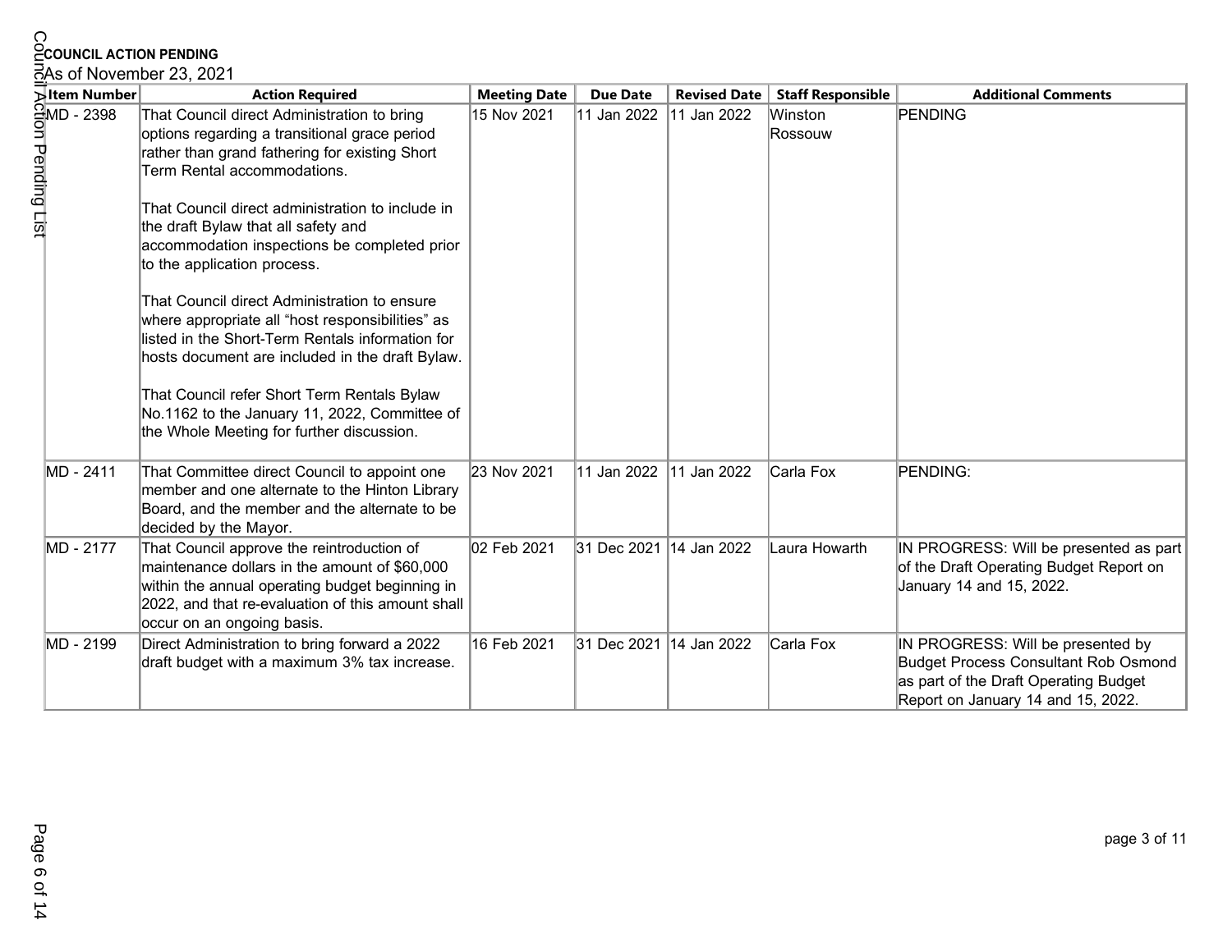**COUNCIL ACTION PENDING**

As of November 23, 2021

| Item Number | Action Required | Meeting Date | Due Date | Revised Date | Staff Responsible | Additional Comments |
|---|---|---|---|---|---|---|
| MD - 2398 | That Council direct Administration to bring options regarding a transitional grace period rather than grand fathering for existing Short Term Rental accommodations.<br><br>That Council direct administration to include in the draft Bylaw that all safety and accommodation inspections be completed prior to the application process.<br><br>That Council direct Administration to ensure where appropriate all "host responsibilities" as listed in the Short-Term Rentals information for hosts document are included in the draft Bylaw.<br><br>That Council refer Short Term Rentals Bylaw No.1162 to the January 11, 2022, Committee of the Whole Meeting for further discussion. | 15 Nov 2021 | 11 Jan 2022 | 11 Jan 2022 | Winston Rossouw | PENDING |
| MD - 2411 | That Committee direct Council to appoint one member and one alternate to the Hinton Library Board, and the member and the alternate to be decided by the Mayor. | 23 Nov 2021 | 11 Jan 2022 | 11 Jan 2022 | Carla Fox | PENDING: |
| MD - 2177 | That Council approve the reintroduction of maintenance dollars in the amount of $60,000 within the annual operating budget beginning in 2022, and that re-evaluation of this amount shall occur on an ongoing basis. | 02 Feb 2021 | 31 Dec 2021 | 14 Jan 2022 | Laura Howarth | IN PROGRESS: Will be presented as part of the Draft Operating Budget Report on January 14 and 15, 2022. |
| MD - 2199 | Direct Administration to bring forward a 2022 draft budget with a maximum 3% tax increase. | 16 Feb 2021 | 31 Dec 2021 | 14 Jan 2022 | Carla Fox | IN PROGRESS: Will be presented by Budget Process Consultant Rob Osmond as part of the Draft Operating Budget Report on January 14 and 15, 2022. |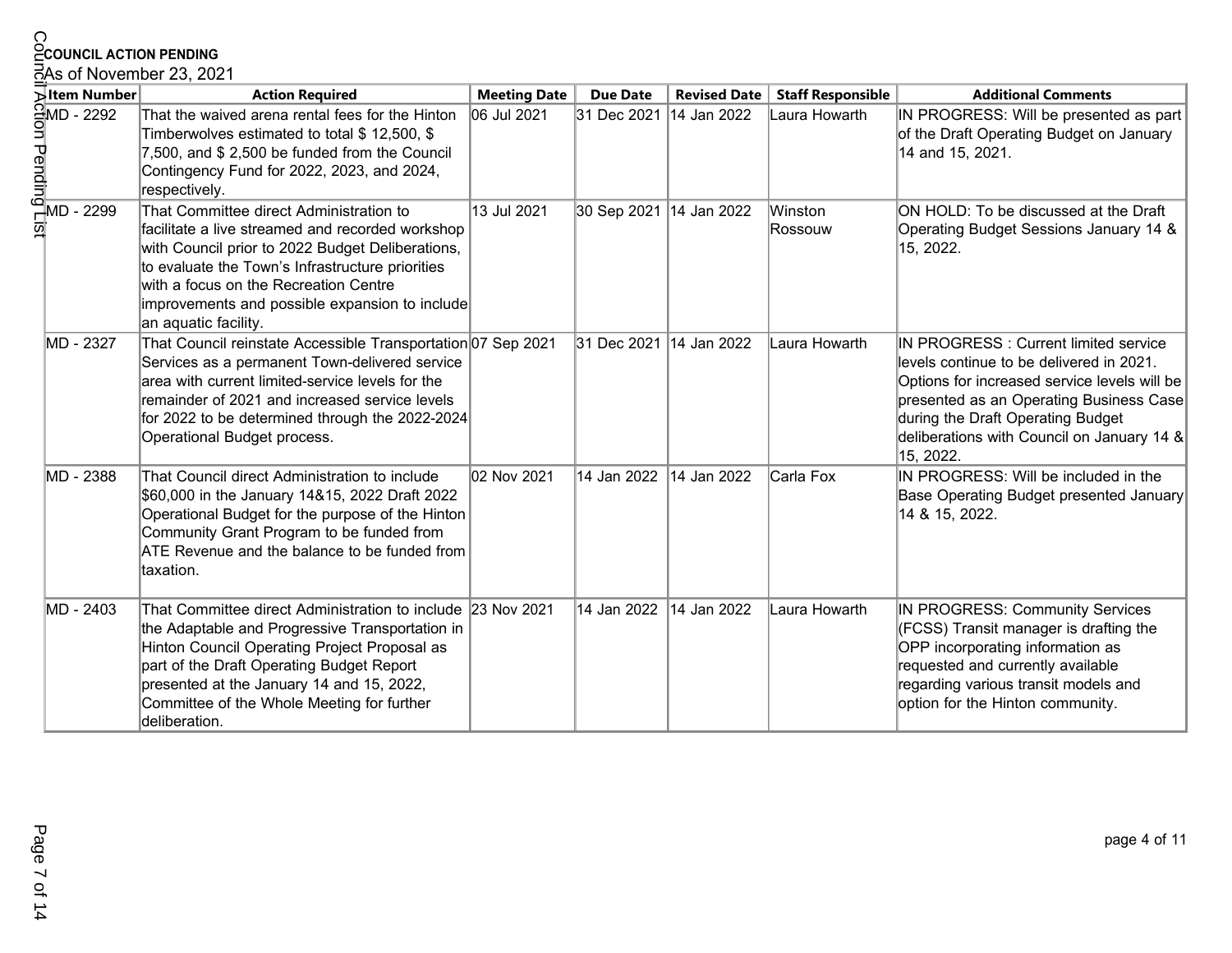**COUNCIL ACTION PENDING**

As of November 23, 2021

| Item Number | Action Required | Meeting Date | Due Date | Revised Date | Staff Responsible | Additional Comments |
|---|---|---|---|---|---|---|
| MD - 2292 | That the waived arena rental fees for the Hinton Timberwolves estimated to total $ 12,500, $ 7,500, and $ 2,500 be funded from the Council Contingency Fund for 2022, 2023, and 2024, respectively. | 06 Jul 2021 | 31 Dec 2021 | 14 Jan 2022 | Laura Howarth | IN PROGRESS: Will be presented as part of the Draft Operating Budget on January 14 and 15, 2021. |
| MD - 2299 | That Committee direct Administration to facilitate a live streamed and recorded workshop with Council prior to 2022 Budget Deliberations, to evaluate the Town's Infrastructure priorities with a focus on the Recreation Centre improvements and possible expansion to include an aquatic facility. | 13 Jul 2021 | 30 Sep 2021 | 14 Jan 2022 | Winston Rossouw | ON HOLD: To be discussed at the Draft Operating Budget Sessions January 14 & 15, 2022. |
| MD - 2327 | That Council reinstate Accessible Transportation Services as a permanent Town-delivered service area with current limited-service levels for the remainder of 2021 and increased service levels for 2022 to be determined through the 2022-2024 Operational Budget process. | 07 Sep 2021 | 31 Dec 2021 | 14 Jan 2022 | Laura Howarth | IN PROGRESS : Current limited service levels continue to be delivered in 2021. Options for increased service levels will be presented as an Operating Business Case during the Draft Operating Budget deliberations with Council on January 14 & 15, 2022. |
| MD - 2388 | That Council direct Administration to include $60,000 in the January 14&15, 2022 Draft 2022 Operational Budget for the purpose of the Hinton Community Grant Program to be funded from ATE Revenue and the balance to be funded from taxation. | 02 Nov 2021 | 14 Jan 2022 | 14 Jan 2022 | Carla Fox | IN PROGRESS: Will be included in the Base Operating Budget presented January 14 & 15, 2022. |
| MD - 2403 | That Committee direct Administration to include the Adaptable and Progressive Transportation in Hinton Council Operating Project Proposal as part of the Draft Operating Budget Report presented at the January 14 and 15, 2022, Committee of the Whole Meeting for further deliberation. | 23 Nov 2021 | 14 Jan 2022 | 14 Jan 2022 | Laura Howarth | IN PROGRESS: Community Services (FCSS) Transit manager is drafting the OPP incorporating information as requested and currently available regarding various transit models and option for the Hinton community. |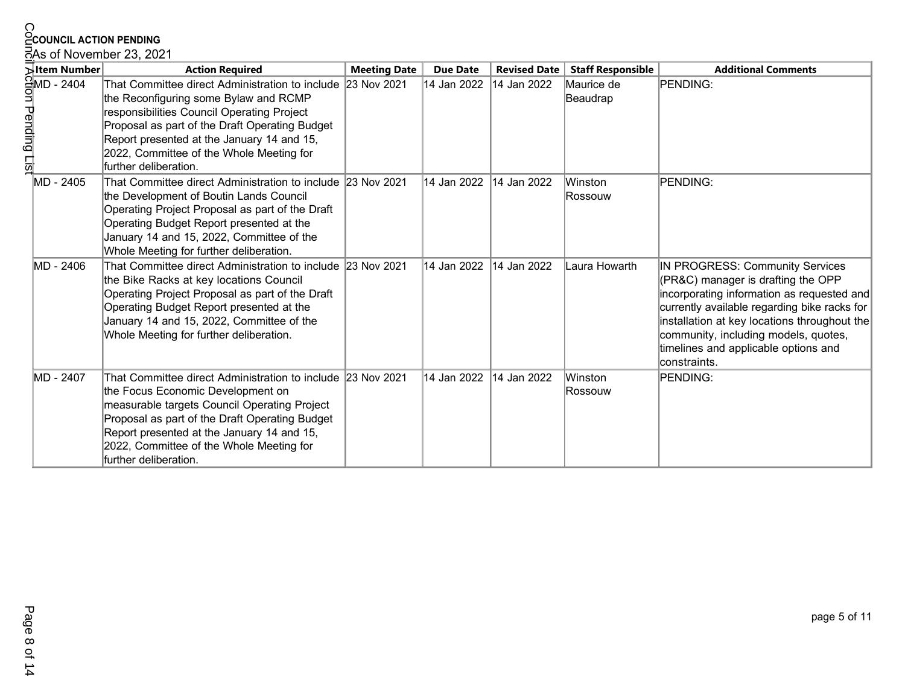**COUNCIL ACTION PENDING**

As of November 23, 2021

| Item Number | Action Required | Meeting Date | Due Date | Revised Date | Staff Responsible | Additional Comments |
|---|---|---|---|---|---|---|
| MD - 2404 | That Committee direct Administration to include the Reconfiguring some Bylaw and RCMP responsibilities Council Operating Project Proposal as part of the Draft Operating Budget Report presented at the January 14 and 15, 2022, Committee of the Whole Meeting for further deliberation. | 23 Nov 2021 | 14 Jan 2022 | 14 Jan 2022 | Maurice de Beaudrap | PENDING: |
| MD - 2405 | That Committee direct Administration to include the Development of Boutin Lands Council Operating Project Proposal as part of the Draft Operating Budget Report presented at the January 14 and 15, 2022, Committee of the Whole Meeting for further deliberation. | 23 Nov 2021 | 14 Jan 2022 | 14 Jan 2022 | Winston Rossouw | PENDING: |
| MD - 2406 | That Committee direct Administration to include the Bike Racks at key locations Council Operating Project Proposal as part of the Draft Operating Budget Report presented at the January 14 and 15, 2022, Committee of the Whole Meeting for further deliberation. | 23 Nov 2021 | 14 Jan 2022 | 14 Jan 2022 | Laura Howarth | IN PROGRESS: Community Services (PR&C) manager is drafting the OPP incorporating information as requested and currently available regarding bike racks for installation at key locations throughout the community, including models, quotes, timelines and applicable options and constraints. |
| MD - 2407 | That Committee direct Administration to include the Focus Economic Development on measurable targets Council Operating Project Proposal as part of the Draft Operating Budget Report presented at the January 14 and 15, 2022, Committee of the Whole Meeting for further deliberation. | 23 Nov 2021 | 14 Jan 2022 | 14 Jan 2022 | Winston Rossouw | PENDING: |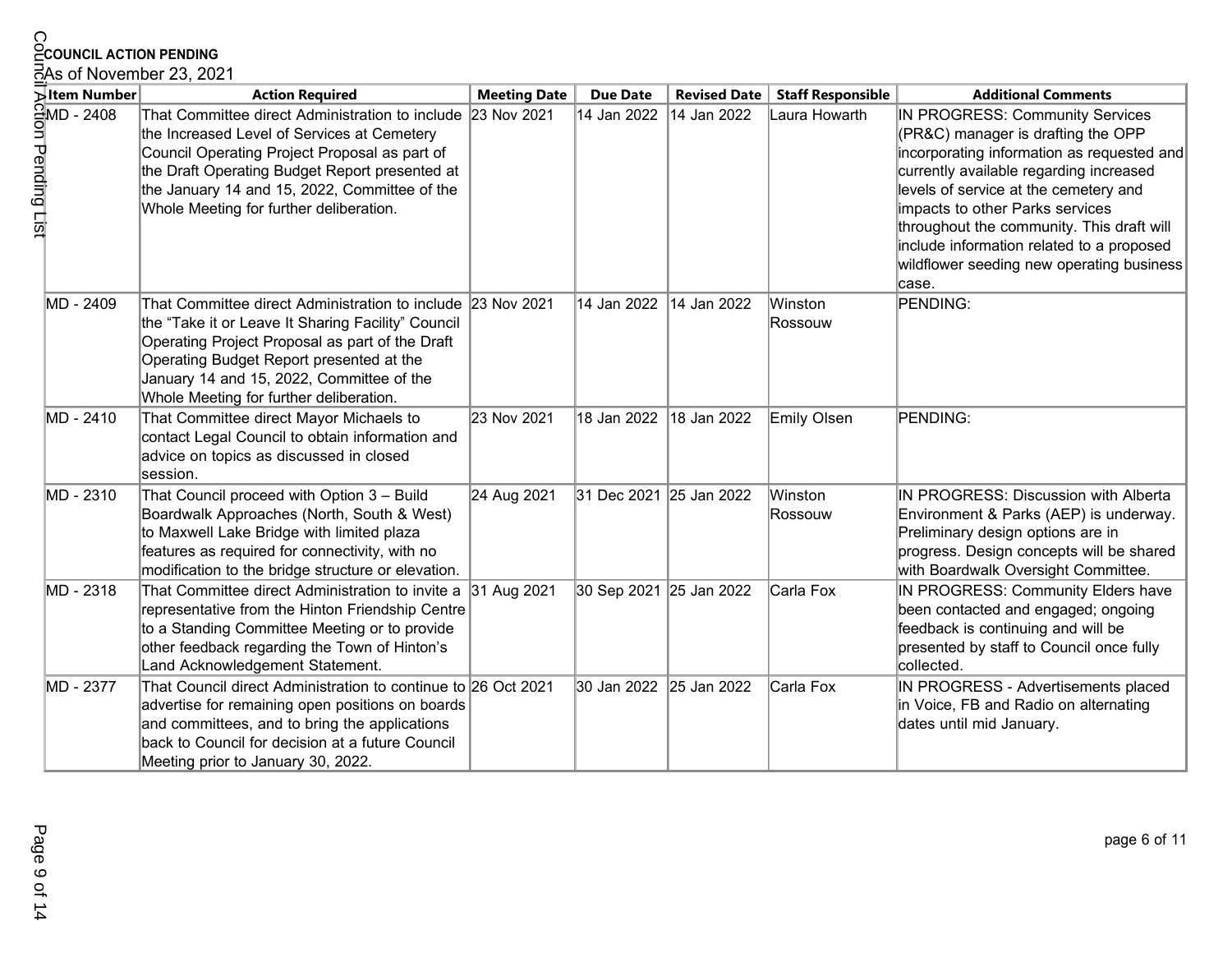**COUNCIL ACTION PENDING**

As of November 23, 2021

| Item Number | Action Required | Meeting Date | Due Date | Revised Date | Staff Responsible | Additional Comments |
|---|---|---|---|---|---|---|
| MD - 2408 | That Committee direct Administration to include the Increased Level of Services at Cemetery Council Operating Project Proposal as part of the Draft Operating Budget Report presented at the January 14 and 15, 2022, Committee of the Whole Meeting for further deliberation. | 23 Nov 2021 | 14 Jan 2022 | 14 Jan 2022 | Laura Howarth | IN PROGRESS: Community Services (PR&C) manager is drafting the OPP incorporating information as requested and currently available regarding increased levels of service at the cemetery and impacts to other Parks services throughout the community. This draft will include information related to a proposed wildflower seeding new operating business case. |
| MD - 2409 | That Committee direct Administration to include the "Take it or Leave It Sharing Facility" Council Operating Project Proposal as part of the Draft Operating Budget Report presented at the January 14 and 15, 2022, Committee of the Whole Meeting for further deliberation. | 23 Nov 2021 | 14 Jan 2022 | 14 Jan 2022 | Winston Rossouw | PENDING: |
| MD - 2410 | That Committee direct Mayor Michaels to contact Legal Council to obtain information and advice on topics as discussed in closed session. | 23 Nov 2021 | 18 Jan 2022 | 18 Jan 2022 | Emily Olsen | PENDING: |
| MD - 2310 | That Council proceed with Option 3 – Build Boardwalk Approaches (North, South & West) to Maxwell Lake Bridge with limited plaza features as required for connectivity, with no modification to the bridge structure or elevation. | 24 Aug 2021 | 31 Dec 2021 | 25 Jan 2022 | Winston Rossouw | IN PROGRESS: Discussion with Alberta Environment & Parks (AEP) is underway. Preliminary design options are in progress. Design concepts will be shared with Boardwalk Oversight Committee. |
| MD - 2318 | That Committee direct Administration to invite a representative from the Hinton Friendship Centre to a Standing Committee Meeting or to provide other feedback regarding the Town of Hinton's Land Acknowledgement Statement. | 31 Aug 2021 | 30 Sep 2021 | 25 Jan 2022 | Carla Fox | IN PROGRESS: Community Elders have been contacted and engaged; ongoing feedback is continuing and will be presented by staff to Council once fully collected. |
| MD - 2377 | That Council direct Administration to continue to advertise for remaining open positions on boards and committees, and to bring the applications back to Council for decision at a future Council Meeting prior to January 30, 2022. | 26 Oct 2021 | 30 Jan 2022 | 25 Jan 2022 | Carla Fox | IN PROGRESS - Advertisements placed in Voice, FB and Radio on alternating dates until mid January. |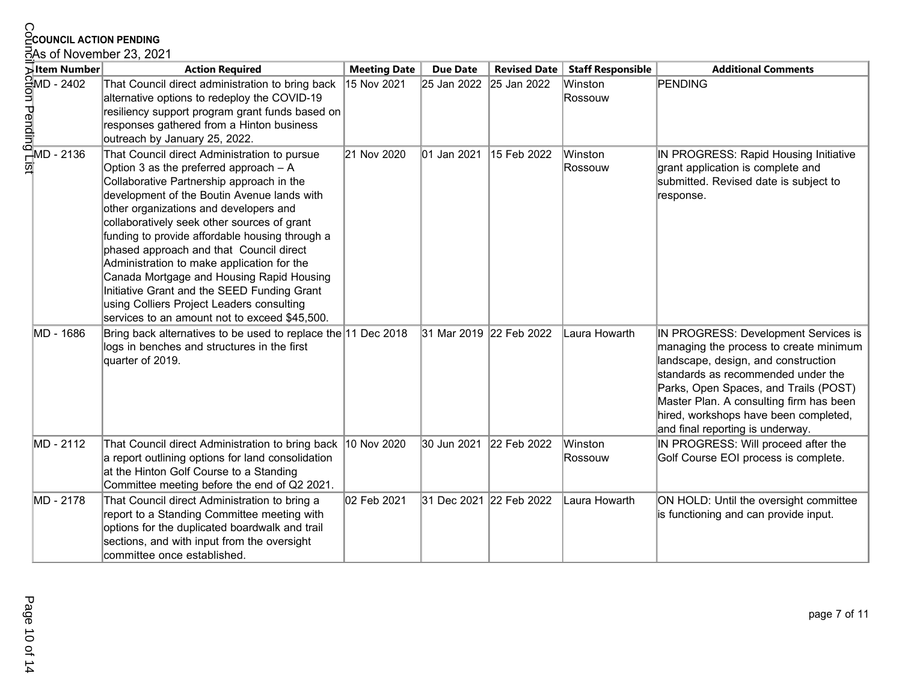**COUNCIL ACTION PENDING**

As of November 23, 2021

| Item Number | Action Required | Meeting Date | Due Date | Revised Date | Staff Responsible | Additional Comments |
|---|---|---|---|---|---|---|
| MD - 2402 | That Council direct administration to bring back alternative options to redeploy the COVID-19 resiliency support program grant funds based on responses gathered from a Hinton business outreach by January 25, 2022. | 15 Nov 2021 | 25 Jan 2022 | 25 Jan 2022 | Winston Rossouw | PENDING |
| MD - 2136 | That Council direct Administration to pursue Option 3 as the preferred approach – A Collaborative Partnership approach in the development of the Boutin Avenue lands with other organizations and developers and collaboratively seek other sources of grant funding to provide affordable housing through a phased approach and that Council direct Administration to make application for the Canada Mortgage and Housing Rapid Housing Initiative Grant and the SEED Funding Grant using Colliers Project Leaders consulting services to an amount not to exceed $45,500. | 21 Nov 2020 | 01 Jan 2021 | 15 Feb 2022 | Winston Rossouw | IN PROGRESS: Rapid Housing Initiative grant application is complete and submitted. Revised date is subject to response. |
| MD - 1686 | Bring back alternatives to be used to replace the logs in benches and structures in the first quarter of 2019. | 11 Dec 2018 | 31 Mar 2019 | 22 Feb 2022 | Laura Howarth | IN PROGRESS: Development Services is managing the process to create minimum landscape, design, and construction standards as recommended under the Parks, Open Spaces, and Trails (POST) Master Plan. A consulting firm has been hired, workshops have been completed, and final reporting is underway. |
| MD - 2112 | That Council direct Administration to bring back a report outlining options for land consolidation at the Hinton Golf Course to a Standing Committee meeting before the end of Q2 2021. | 10 Nov 2020 | 30 Jun 2021 | 22 Feb 2022 | Winston Rossouw | IN PROGRESS: Will proceed after the Golf Course EOI process is complete. |
| MD - 2178 | That Council direct Administration to bring a report to a Standing Committee meeting with options for the duplicated boardwalk and trail sections, and with input from the oversight committee once established. | 02 Feb 2021 | 31 Dec 2021 | 22 Feb 2022 | Laura Howarth | ON HOLD: Until the oversight committee is functioning and can provide input. |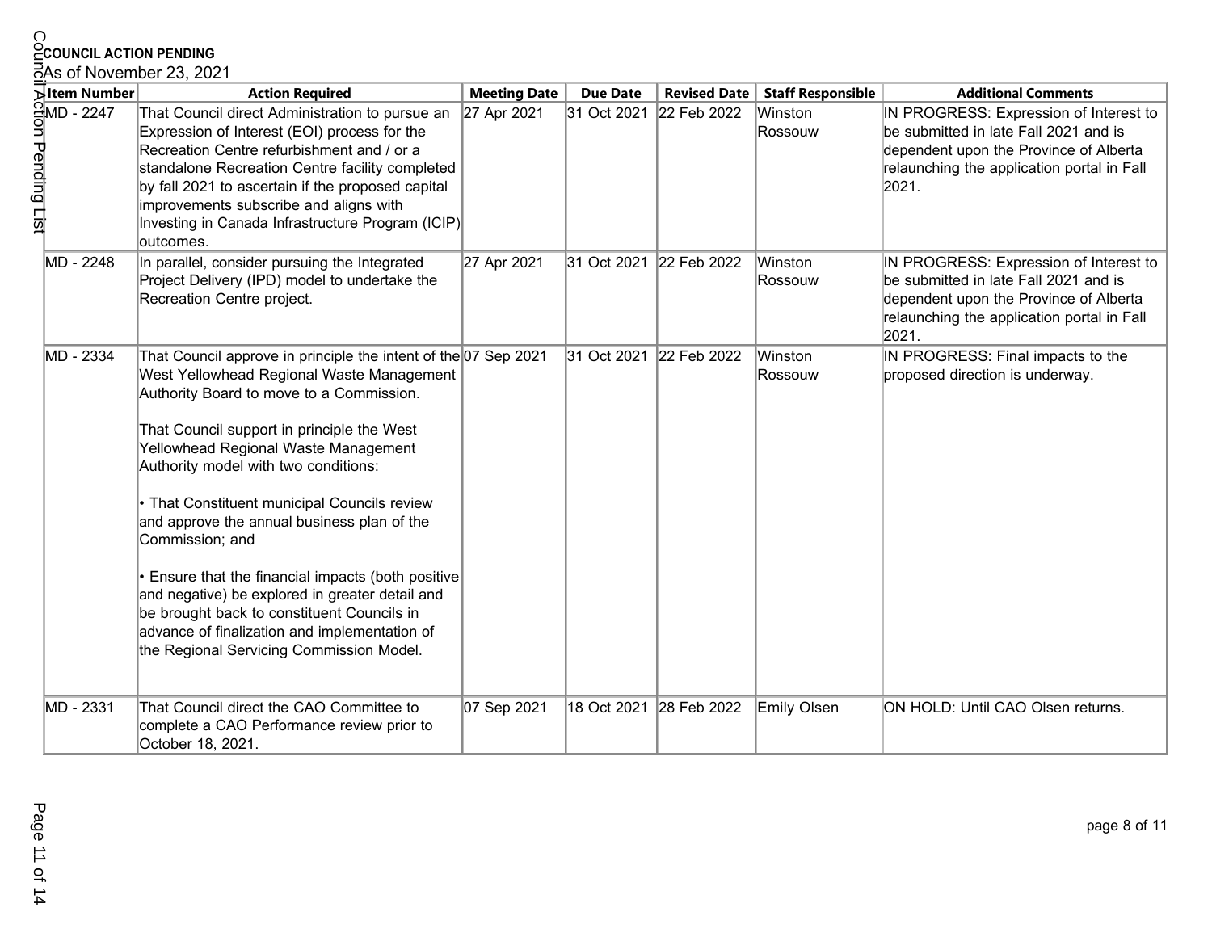**COUNCIL ACTION PENDING**

As of November 23, 2021

| Item Number | Action Required | Meeting Date | Due Date | Revised Date | Staff Responsible | Additional Comments |
| --- | --- | --- | --- | --- | --- | --- |
| MD - 2247 | That Council direct Administration to pursue an Expression of Interest (EOI) process for the Recreation Centre refurbishment and / or a standalone Recreation Centre facility completed by fall 2021 to ascertain if the proposed capital improvements subscribe and aligns with Investing in Canada Infrastructure Program (ICIP) outcomes. | 27 Apr 2021 | 31 Oct 2021 | 22 Feb 2022 | Winston Rossouw | IN PROGRESS: Expression of Interest to be submitted in late Fall 2021 and is dependent upon the Province of Alberta relaunching the application portal in Fall 2021. |
| MD - 2248 | In parallel, consider pursuing the Integrated Project Delivery (IPD) model to undertake the Recreation Centre project. | 27 Apr 2021 | 31 Oct 2021 | 22 Feb 2022 | Winston Rossouw | IN PROGRESS: Expression of Interest to be submitted in late Fall 2021 and is dependent upon the Province of Alberta relaunching the application portal in Fall 2021. |
| MD - 2334 | That Council approve in principle the intent of the West Yellowhead Regional Waste Management Authority Board to move to a Commission.<br><br>That Council support in principle the West Yellowhead Regional Waste Management Authority model with two conditions:<br><br>• That Constituent municipal Councils review and approve the annual business plan of the Commission; and<br><br>• Ensure that the financial impacts (both positive and negative) be explored in greater detail and be brought back to constituent Councils in advance of finalization and implementation of the Regional Servicing Commission Model. | 07 Sep 2021 | 31 Oct 2021 | 22 Feb 2022 | Winston Rossouw | IN PROGRESS: Final impacts to the proposed direction is underway. |
| MD - 2331 | That Council direct the CAO Committee to complete a CAO Performance review prior to October 18, 2021. | 07 Sep 2021 | 18 Oct 2021 | 28 Feb 2022 | Emily Olsen | ON HOLD: Until CAO Olsen returns. |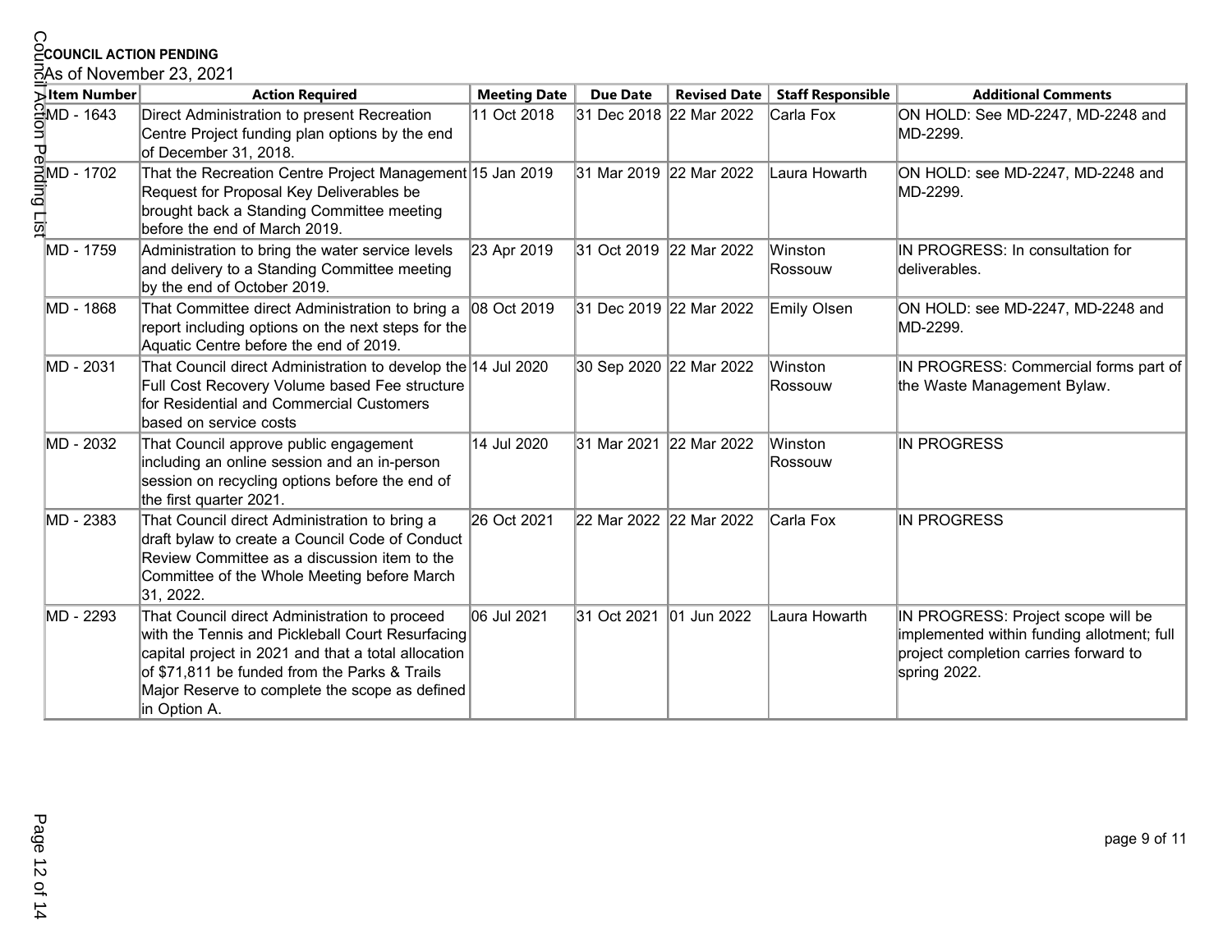**COUNCIL ACTION PENDING**

As of November 23, 2021

| Item Number | Action Required | Meeting Date | Due Date | Revised Date | Staff Responsible | Additional Comments |
|---|---|---|---|---|---|---|
| MD - 1643 | Direct Administration to present Recreation Centre Project funding plan options by the end of December 31, 2018. | 11 Oct 2018 | 31 Dec 2018 | 22 Mar 2022 | Carla Fox | ON HOLD: See MD-2247, MD-2248 and MD-2299. |
| MD - 1702 | That the Recreation Centre Project Management Request for Proposal Key Deliverables be brought back a Standing Committee meeting before the end of March 2019. | 15 Jan 2019 | 31 Mar 2019 | 22 Mar 2022 | Laura Howarth | ON HOLD: see MD-2247, MD-2248 and MD-2299. |
| MD - 1759 | Administration to bring the water service levels and delivery to a Standing Committee meeting by the end of October 2019. | 23 Apr 2019 | 31 Oct 2019 | 22 Mar 2022 | Winston Rossouw | IN PROGRESS: In consultation for deliverables. |
| MD - 1868 | That Committee direct Administration to bring a report including options on the next steps for the Aquatic Centre before the end of 2019. | 08 Oct 2019 | 31 Dec 2019 | 22 Mar 2022 | Emily Olsen | ON HOLD: see MD-2247, MD-2248 and MD-2299. |
| MD - 2031 | That Council direct Administration to develop the Full Cost Recovery Volume based Fee structure for Residential and Commercial Customers based on service costs | 14 Jul 2020 | 30 Sep 2020 | 22 Mar 2022 | Winston Rossouw | IN PROGRESS: Commercial forms part of the Waste Management Bylaw. |
| MD - 2032 | That Council approve public engagement including an online session and an in-person session on recycling options before the end of the first quarter 2021. | 14 Jul 2020 | 31 Mar 2021 | 22 Mar 2022 | Winston Rossouw | IN PROGRESS |
| MD - 2383 | That Council direct Administration to bring a draft bylaw to create a Council Code of Conduct Review Committee as a discussion item to the Committee of the Whole Meeting before March 31, 2022. | 26 Oct 2021 | 22 Mar 2022 | 22 Mar 2022 | Carla Fox | IN PROGRESS |
| MD - 2293 | That Council direct Administration to proceed with the Tennis and Pickleball Court Resurfacing capital project in 2021 and that a total allocation of $71,811 be funded from the Parks & Trails Major Reserve to complete the scope as defined in Option A. | 06 Jul 2021 | 31 Oct 2021 | 01 Jun 2022 | Laura Howarth | IN PROGRESS: Project scope will be implemented within funding allotment; full project completion carries forward to spring 2022. |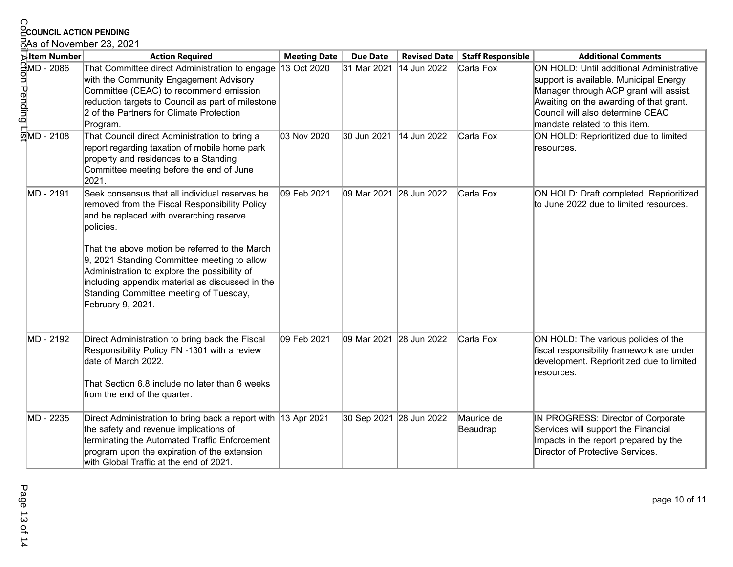**COUNCIL ACTION PENDING**

As of November 23, 2021

| Item Number | Action Required | Meeting Date | Due Date | Revised Date | Staff Responsible | Additional Comments |
| --- | --- | --- | --- | --- | --- | --- |
| MD - 2086 | That Committee direct Administration to engage with the Community Engagement Advisory Committee (CEAC) to recommend emission reduction targets to Council as part of milestone 2 of the Partners for Climate Protection Program. | 13 Oct 2020 | 31 Mar 2021 | 14 Jun 2022 | Carla Fox | ON HOLD: Until additional Administrative support is available. Municipal Energy Manager through ACP grant will assist. Awaiting on the awarding of that grant. Council will also determine CEAC mandate related to this item. |
| MD - 2108 | That Council direct Administration to bring a report regarding taxation of mobile home park property and residences to a Standing Committee meeting before the end of June 2021. | 03 Nov 2020 | 30 Jun 2021 | 14 Jun 2022 | Carla Fox | ON HOLD: Reprioritized due to limited resources. |
| MD - 2191 | Seek consensus that all individual reserves be removed from the Fiscal Responsibility Policy and be replaced with overarching reserve policies.<br><br>That the above motion be referred to the March 9, 2021 Standing Committee meeting to allow Administration to explore the possibility of including appendix material as discussed in the Standing Committee meeting of Tuesday, February 9, 2021. | 09 Feb 2021 | 09 Mar 2021 | 28 Jun 2022 | Carla Fox | ON HOLD: Draft completed. Reprioritized to June 2022 due to limited resources. |
| MD - 2192 | Direct Administration to bring back the Fiscal Responsibility Policy FN -1301 with a review date of March 2022.<br><br>That Section 6.8 include no later than 6 weeks from the end of the quarter. | 09 Feb 2021 | 09 Mar 2021 | 28 Jun 2022 | Carla Fox | ON HOLD: The various policies of the fiscal responsibility framework are under development. Reprioritized due to limited resources. |
| MD - 2235 | Direct Administration to bring back a report with the safety and revenue implications of terminating the Automated Traffic Enforcement program upon the expiration of the extension with Global Traffic at the end of 2021. | 13 Apr 2021 | 30 Sep 2021 | 28 Jun 2022 | Maurice de Beaudrap | IN PROGRESS: Director of Corporate Services will support the Financial Impacts in the report prepared by the Director of Protective Services. |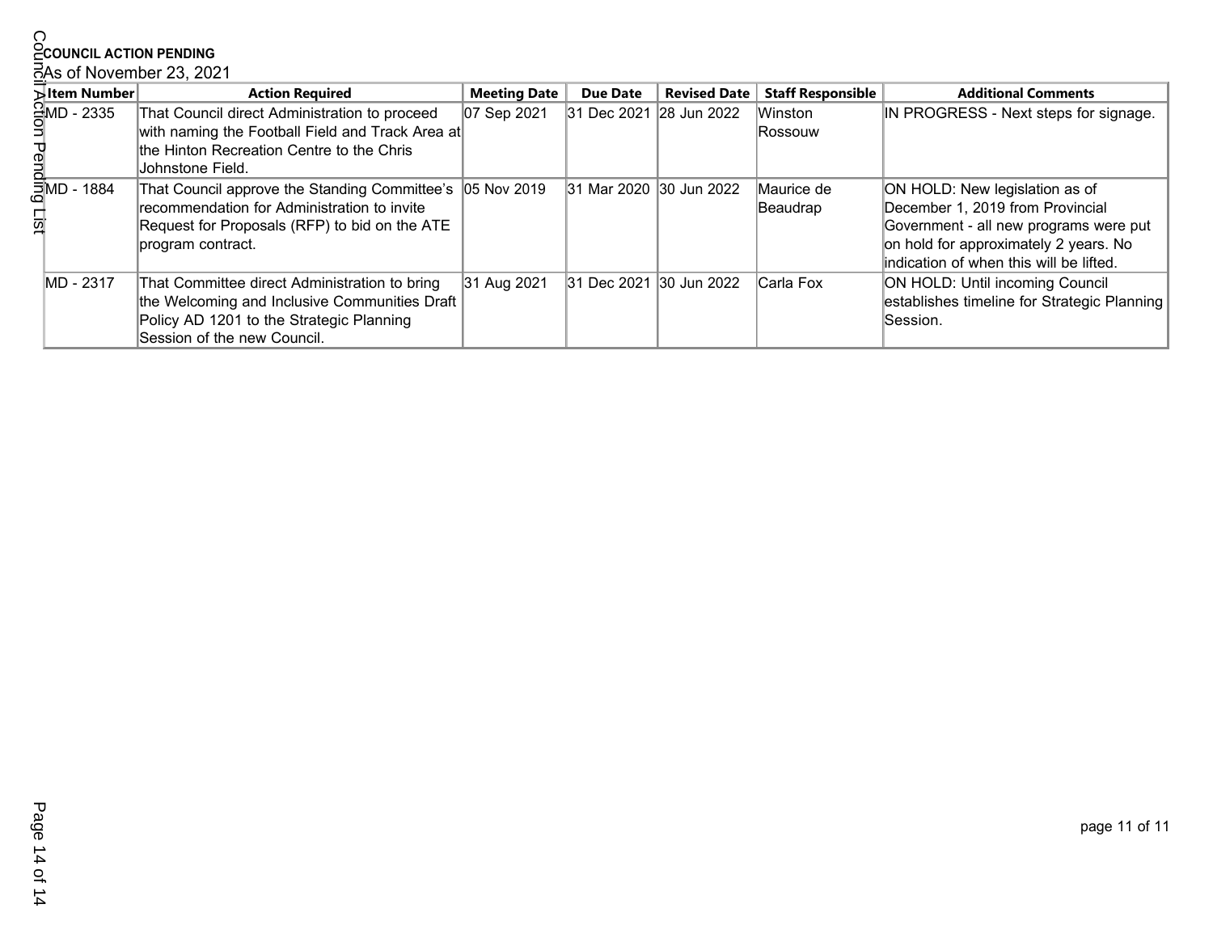**COUNCIL ACTION PENDING**

As of November 23, 2021

| Item Number | Action Required | Meeting Date | Due Date | Revised Date | Staff Responsible | Additional Comments |
|---|---|---|---|---|---|---|
| MD - 2335 | That Council direct Administration to proceed with naming the Football Field and Track Area at the Hinton Recreation Centre to the Chris Johnstone Field. | 07 Sep 2021 | 31 Dec 2021 | 28 Jun 2022 | Winston Rossouw | IN PROGRESS - Next steps for signage. |
| MD - 1884 | That Council approve the Standing Committee's recommendation for Administration to invite Request for Proposals (RFP) to bid on the ATE program contract. | 05 Nov 2019 | 31 Mar 2020 | 30 Jun 2022 | Maurice de Beaudrap | ON HOLD: New legislation as of December 1, 2019 from Provincial Government - all new programs were put on hold for approximately 2 years. No indication of when this will be lifted. |
| MD - 2317 | That Committee direct Administration to bring the Welcoming and Inclusive Communities Draft Policy AD 1201 to the Strategic Planning Session of the new Council. | 31 Aug 2021 | 31 Dec 2021 | 30 Jun 2022 | Carla Fox | ON HOLD: Until incoming Council establishes timeline for Strategic Planning Session. |